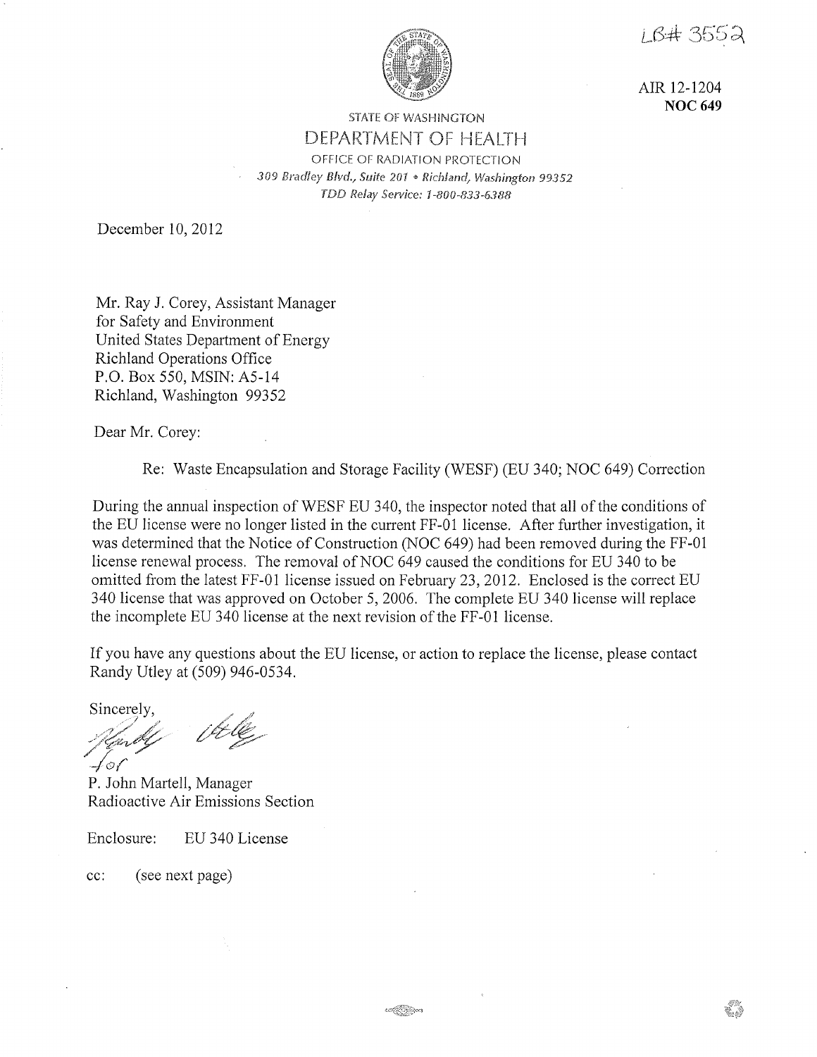LB# 3552

AIR 12-1204
**NOC 649**

STATE OF WASHINGTON
# DEPARTMENT OF HEALTH
OFFICE OF RADIATION PROTECTION
*309 Bradley Blvd., Suite 201 • Richland, Washington 99352*
*TDD Relay Service: 1-800-833-6388*

December 10, 2012

Mr. Ray J. Corey, Assistant Manager
for Safety and Environment
United States Department of Energy
Richland Operations Office
P.O. Box 550, MSIN: A5-14
Richland, Washington 99352

Dear Mr. Corey:

Re: Waste Encapsulation and Storage Facility (WESF) (EU 340; NOC 649) Correction

During the annual inspection of WESF EU 340, the inspector noted that all of the conditions of the EU license were no longer listed in the current FF-01 license. After further investigation, it was determined that the Notice of Construction (NOC 649) had been removed during the FF-01 license renewal process. The removal of NOC 649 caused the conditions for EU 340 to be omitted from the latest FF-01 license issued on February 23, 2012. Enclosed is the correct EU 340 license that was approved on October 5, 2006. The complete EU 340 license will replace the incomplete EU 340 license at the next revision of the FF-01 license.

If you have any questions about the EU license, or action to replace the license, please contact Randy Utley at (509) 946-0534.

Sincerely,

Randy Utley
for

P. John Martell, Manager
Radioactive Air Emissions Section

Enclosure: EU 340 License

cc: (see next page)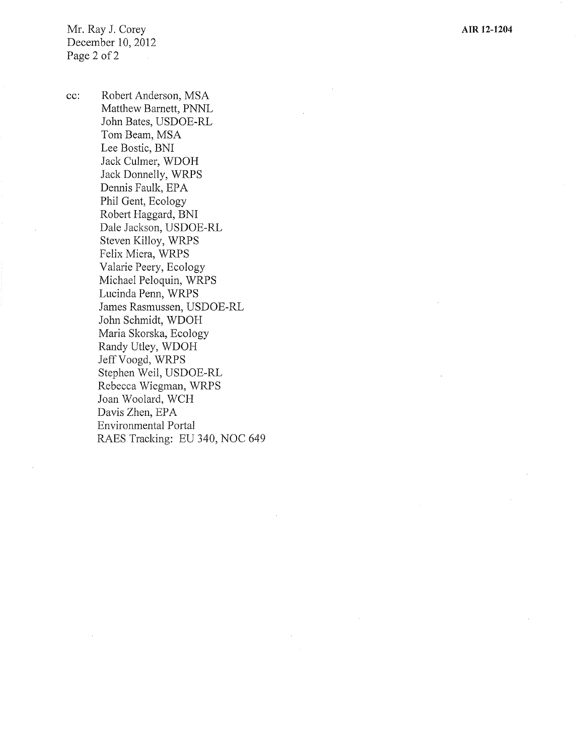cc: Robert Anderson, MSA
Matthew Barnett, PNNL
John Bates, USDOE-RL
Tom Beam, MSA
Lee Bostic, BNI
Jack Culmer, WDOH
Jack Donnelly, WRPS
Dennis Faulk, EPA
Phil Gent, Ecology
Robert Haggard, BNI
Dale Jackson, USDOE-RL
Steven Killoy, WRPS
Felix Miera, WRPS
Valarie Peery, Ecology
Michael Peloquin, WRPS
Lucinda Penn, WRPS
James Rasmussen, USDOE-RL
John Schmidt, WDOH
Maria Skorska, Ecology
Randy Utley, WDOH
Jeff Voogd, WRPS
Stephen Weil, USDOE-RL
Rebecca Wiegman, WRPS
Joan Woolard, WCH
Davis Zhen, EPA
Environmental Portal
RAES Tracking: EU 340, NOC 649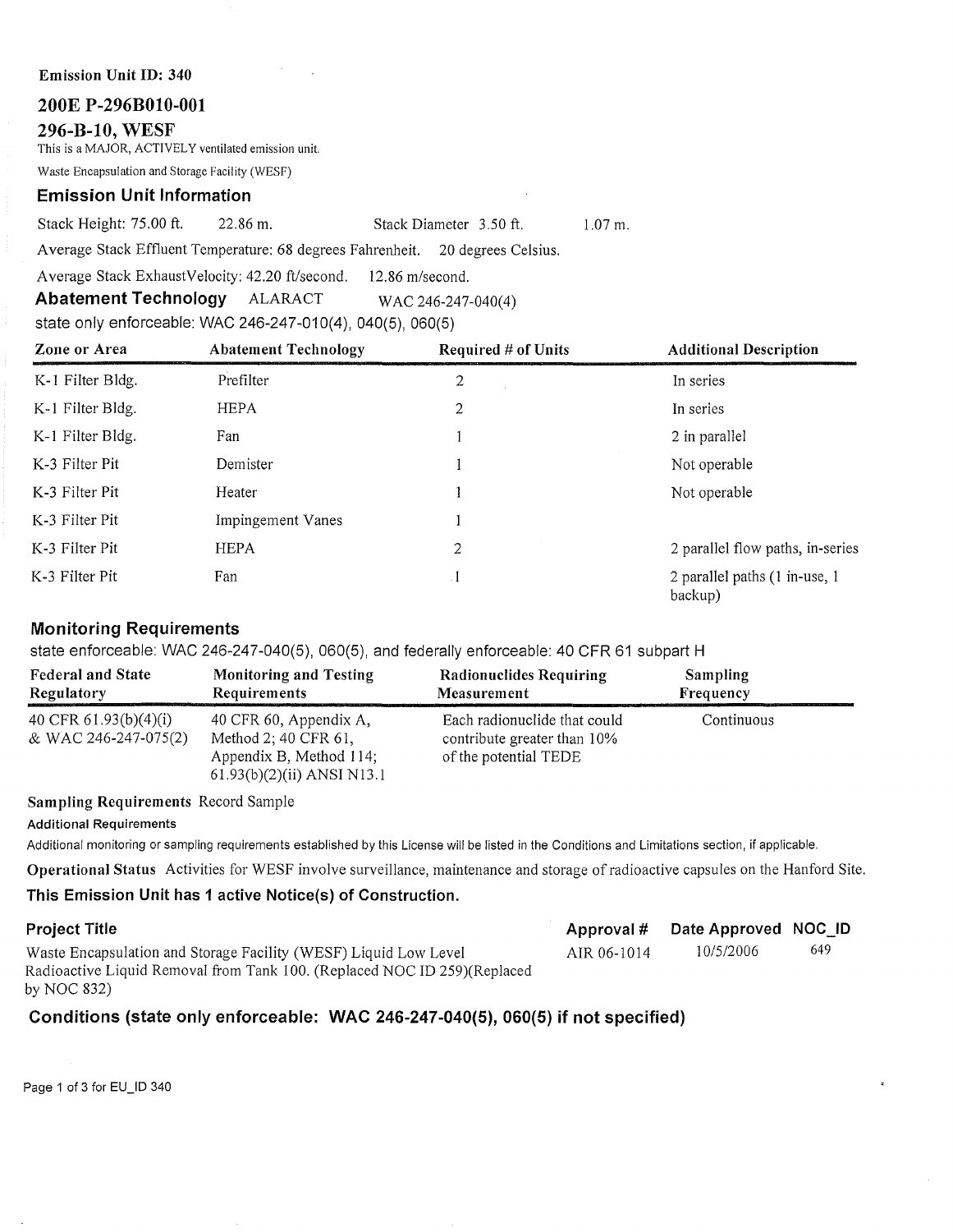**Emission Unit ID: 340**

## 200E P-296B010-001

## 296-B-10, WESF

This is a MAJOR, ACTIVELY ventilated emission unit.

Waste Encapsulation and Storage Facility (WESF)

### Emission Unit Information

Stack Height: 75.00 ft. 22.86 m. Stack Diameter 3.50 ft. 1.07 m.

Average Stack Effluent Temperature: 68 degrees Fahrenheit. 20 degrees Celsius.

Average Stack ExhaustVelocity: 42.20 ft/second. 12.86 m/second.

**Abatement Technology** ALARACT WAC 246-247-040(4)

state only enforceable: WAC 246-247-010(4), 040(5), 060(5)

| Zone or Area | Abatement Technology | Required # of Units | Additional Description |
|---|---|---|---|
| K-1 Filter Bldg. | Prefilter | 2 | In series |
| K-1 Filter Bldg. | HEPA | 2 | In series |
| K-1 Filter Bldg. | Fan | 1 | 2 in parallel |
| K-3 Filter Pit | Demister | 1 | Not operable |
| K-3 Filter Pit | Heater | 1 | Not operable |
| K-3 Filter Pit | Impingement Vanes | 1 | |
| K-3 Filter Pit | HEPA | 2 | 2 parallel flow paths, in-series |
| K-3 Filter Pit | Fan | 1 | 2 parallel paths (1 in-use, 1 backup) |

### Monitoring Requirements

state enforceable: WAC 246-247-040(5), 060(5), and federally enforceable: 40 CFR 61 subpart H

| Federal and State Regulatory | Monitoring and Testing Requirements | Radionuclides Requiring Measurement | Sampling Frequency |
|---|---|---|---|
| 40 CFR 61.93(b)(4)(i) & WAC 246-247-075(2) | 40 CFR 60, Appendix A, Method 2; 40 CFR 61, Appendix B, Method 114; 61.93(b)(2)(ii) ANSI N13.1 | Each radionuclide that could contribute greater than 10% of the potential TEDE | Continuous |

**Sampling Requirements** Record Sample

**Additional Requirements**

Additional monitoring or sampling requirements established by this License will be listed in the Conditions and Limitations section, if applicable.

**Operational Status** Activities for WESF involve surveillance, maintenance and storage of radioactive capsules on the Hanford Site.

**This Emission Unit has 1 active Notice(s) of Construction.**

| Project Title | Approval # | Date Approved | NOC_ID |
|---|---|---|---|
| Waste Encapsulation and Storage Facility (WESF) Liquid Low Level Radioactive Liquid Removal from Tank 100. (Replaced NOC ID 259)(Replaced by NOC 832) | AIR 06-1014 | 10/5/2006 | 649 |

### Conditions (state only enforceable: WAC 246-247-040(5), 060(5) if not specified)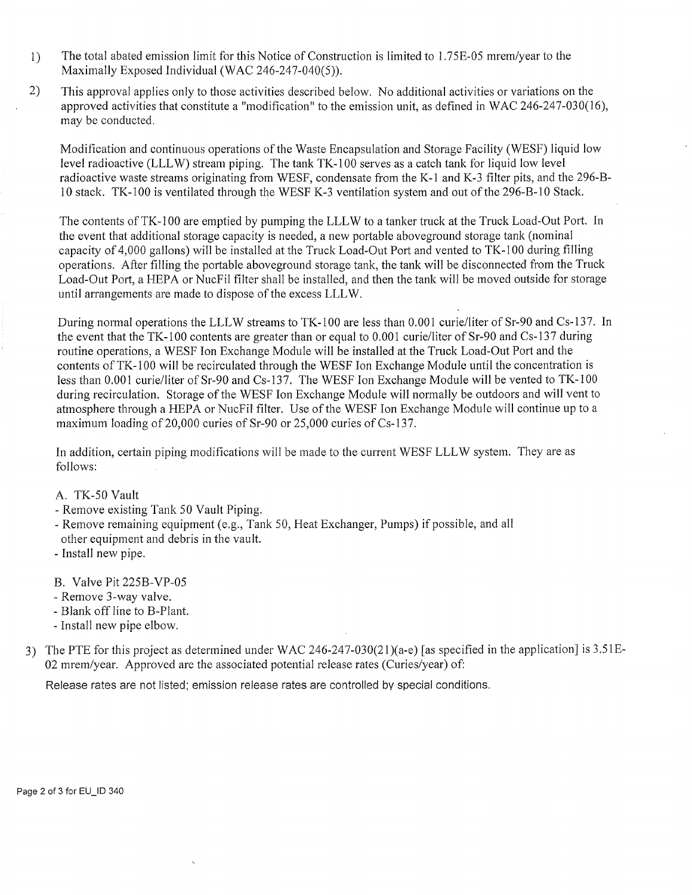1) The total abated emission limit for this Notice of Construction is limited to 1.75E-05 mrem/year to the Maximally Exposed Individual (WAC 246-247-040(5)).

2) This approval applies only to those activities described below. No additional activities or variations on the approved activities that constitute a "modification" to the emission unit, as defined in WAC 246-247-030(16), may be conducted.

   Modification and continuous operations of the Waste Encapsulation and Storage Facility (WESF) liquid low level radioactive (LLLW) stream piping. The tank TK-100 serves as a catch tank for liquid low level radioactive waste streams originating from WESF, condensate from the K-1 and K-3 filter pits, and the 296-B-10 stack. TK-100 is ventilated through the WESF K-3 ventilation system and out of the 296-B-10 Stack.

   The contents of TK-100 are emptied by pumping the LLLW to a tanker truck at the Truck Load-Out Port. In the event that additional storage capacity is needed, a new portable aboveground storage tank (nominal capacity of 4,000 gallons) will be installed at the Truck Load-Out Port and vented to TK-100 during filling operations. After filling the portable aboveground storage tank, the tank will be disconnected from the Truck Load-Out Port, a HEPA or NucFil filter shall be installed, and then the tank will be moved outside for storage until arrangements are made to dispose of the excess LLLW.

   During normal operations the LLLW streams to TK-100 are less than 0.001 curie/liter of Sr-90 and Cs-137. In the event that the TK-100 contents are greater than or equal to 0.001 curie/liter of Sr-90 and Cs-137 during routine operations, a WESF Ion Exchange Module will be installed at the Truck Load-Out Port and the contents of TK-100 will be recirculated through the WESF Ion Exchange Module until the concentration is less than 0.001 curie/liter of Sr-90 and Cs-137. The WESF Ion Exchange Module will be vented to TK-100 during recirculation. Storage of the WESF Ion Exchange Module will normally be outdoors and will vent to atmosphere through a HEPA or NucFil filter. Use of the WESF Ion Exchange Module will continue up to a maximum loading of 20,000 curies of Sr-90 or 25,000 curies of Cs-137.

   In addition, certain piping modifications will be made to the current WESF LLLW system. They are as follows:

   A. TK-50 Vault
   - Remove existing Tank 50 Vault Piping.
   - Remove remaining equipment (e.g., Tank 50, Heat Exchanger, Pumps) if possible, and all other equipment and debris in the vault.
   - Install new pipe.

   B. Valve Pit 225B-VP-05
   - Remove 3-way valve.
   - Blank off line to B-Plant.
   - Install new pipe elbow.

3) The PTE for this project as determined under WAC 246-247-030(21)(a-e) [as specified in the application] is 3.51E-02 mrem/year. Approved are the associated potential release rates (Curies/year) of:

   Release rates are not listed; emission release rates are controlled by special conditions.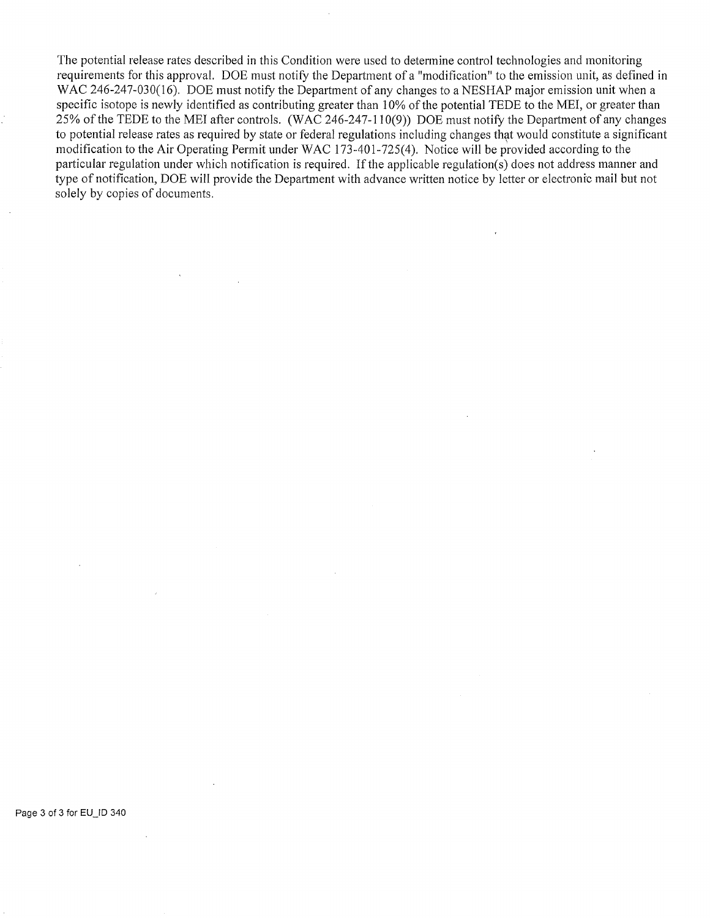The potential release rates described in this Condition were used to determine control technologies and monitoring requirements for this approval. DOE must notify the Department of a "modification" to the emission unit, as defined in WAC 246-247-030(16). DOE must notify the Department of any changes to a NESHAP major emission unit when a specific isotope is newly identified as contributing greater than 10% of the potential TEDE to the MEI, or greater than 25% of the TEDE to the MEI after controls. (WAC 246-247-110(9)) DOE must notify the Department of any changes to potential release rates as required by state or federal regulations including changes that would constitute a significant modification to the Air Operating Permit under WAC 173-401-725(4). Notice will be provided according to the particular regulation under which notification is required. If the applicable regulation(s) does not address manner and type of notification, DOE will provide the Department with advance written notice by letter or electronic mail but not solely by copies of documents.